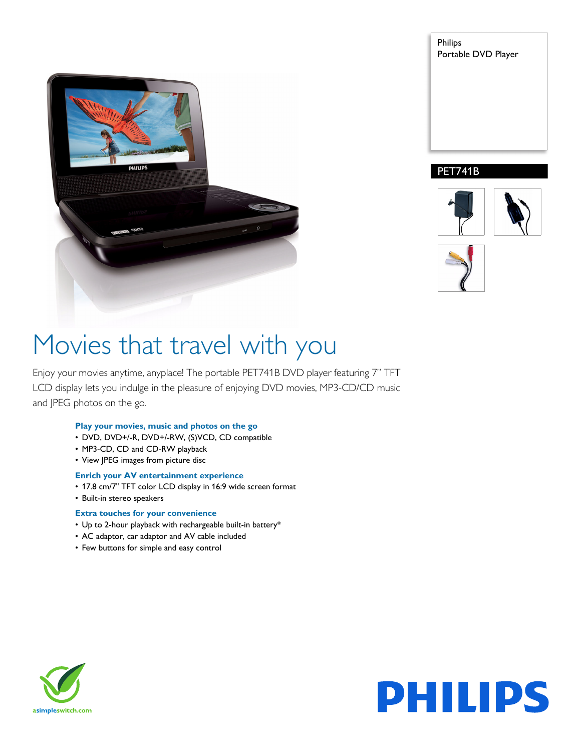Philips
Portable DVD Player

PET741B

# Movies that travel with you

Enjoy your movies anytime, anyplace! The portable PET741B DVD player featuring 7" TFT LCD display lets you indulge in the pleasure of enjoying DVD movies, MP3-CD/CD music and JPEG photos on the go.

### Play your movies, music and photos on the go

- DVD, DVD+/-R, DVD+/-RW, (S)VCD, CD compatible
- MP3-CD, CD and CD-RW playback
- View JPEG images from picture disc

### Enrich your AV entertainment experience

- 17.8 cm/7" TFT color LCD display in 16:9 wide screen format
- Built-in stereo speakers

### Extra touches for your convenience

- Up to 2-hour playback with rechargeable built-in battery*
- AC adaptor, car adaptor and AV cable included
- Few buttons for simple and easy control

asimpleswitch.com

PHILIPS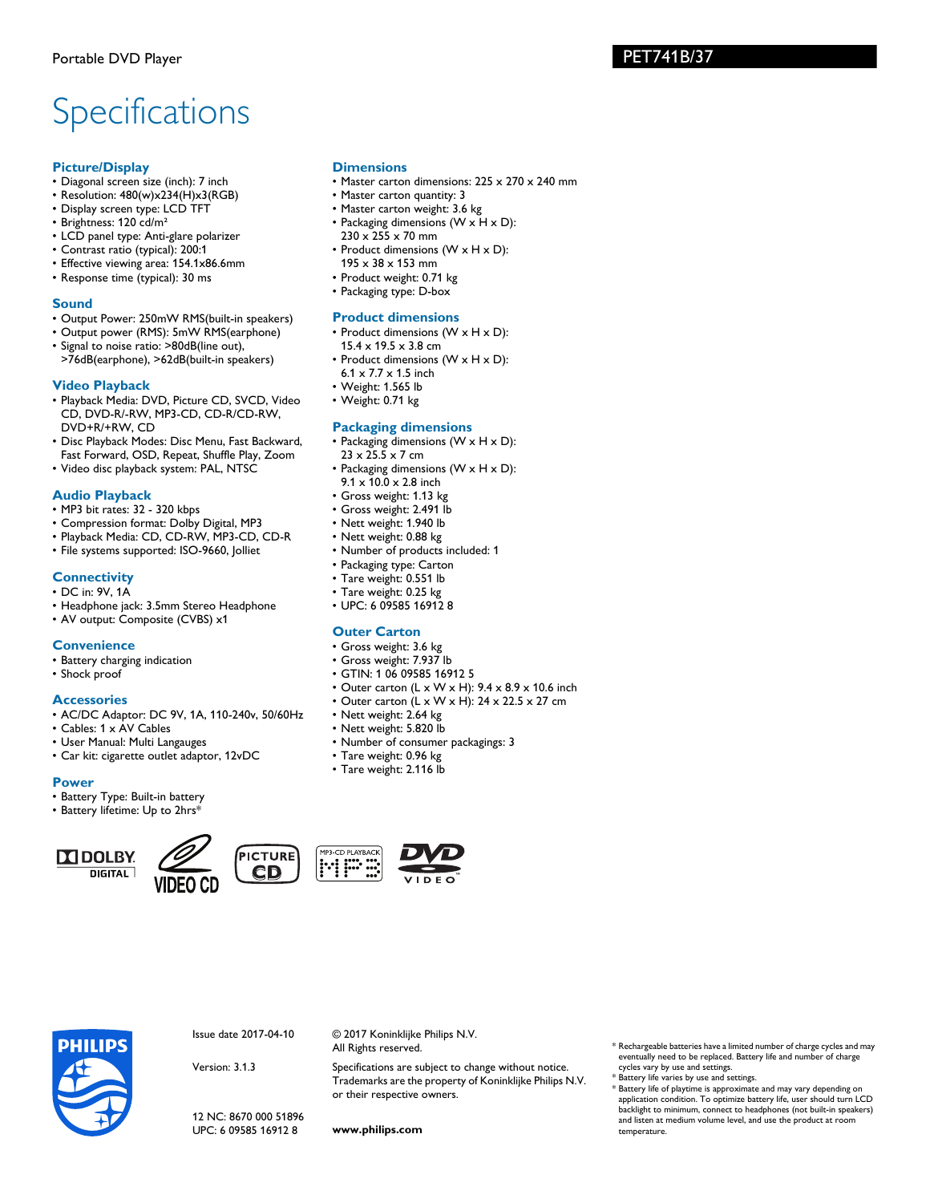Portable DVD Player

PET741B/37

# Specifications

## Picture/Display
- Diagonal screen size (inch): 7 inch
- Resolution: 480(w)x234(H)x3(RGB)
- Display screen type: LCD TFT
- Brightness: 120 cd/m²
- LCD panel type: Anti-glare polarizer
- Contrast ratio (typical): 200:1
- Effective viewing area: 154.1x86.6mm
- Response time (typical): 30 ms

## Sound
- Output Power: 250mW RMS(built-in speakers)
- Output power (RMS): 5mW RMS(earphone)
- Signal to noise ratio: >80dB(line out), >76dB(earphone), >62dB(built-in speakers)

## Video Playback
- Playback Media: DVD, Picture CD, SVCD, Video CD, DVD-R/-RW, MP3-CD, CD-R/CD-RW, DVD+R/+RW, CD
- Disc Playback Modes: Disc Menu, Fast Backward, Fast Forward, OSD, Repeat, Shuffle Play, Zoom
- Video disc playback system: PAL, NTSC

## Audio Playback
- MP3 bit rates: 32 - 320 kbps
- Compression format: Dolby Digital, MP3
- Playback Media: CD, CD-RW, MP3-CD, CD-R
- File systems supported: ISO-9660, Jolliet

## Connectivity
- DC in: 9V, 1A
- Headphone jack: 3.5mm Stereo Headphone
- AV output: Composite (CVBS) x1

## Convenience
- Battery charging indication
- Shock proof

## Accessories
- AC/DC Adaptor: DC 9V, 1A, 110-240v, 50/60Hz
- Cables: 1 x AV Cables
- User Manual: Multi Langauges
- Car kit: cigarette outlet adaptor, 12vDC

## Power
- Battery Type: Built-in battery
- Battery lifetime: Up to 2hrs*

## Dimensions
- Master carton dimensions: 225 x 270 x 240 mm
- Master carton quantity: 3
- Master carton weight: 3.6 kg
- Packaging dimensions (W x H x D): 230 x 255 x 70 mm
- Product dimensions (W x H x D): 195 x 38 x 153 mm
- Product weight: 0.71 kg
- Packaging type: D-box

## Product dimensions
- Product dimensions (W x H x D): 15.4 x 19.5 x 3.8 cm
- Product dimensions (W x H x D): 6.1 x 7.7 x 1.5 inch
- Weight: 1.565 lb
- Weight: 0.71 kg

## Packaging dimensions
- Packaging dimensions (W x H x D): 23 x 25.5 x 7 cm
- Packaging dimensions (W x H x D): 9.1 x 10.0 x 2.8 inch
- Gross weight: 1.13 kg
- Gross weight: 2.491 lb
- Nett weight: 1.940 lb
- Nett weight: 0.88 kg
- Number of products included: 1
- Packaging type: Carton
- Tare weight: 0.551 lb
- Tare weight: 0.25 kg
- UPC: 6 09585 16912 8

## Outer Carton
- Gross weight: 3.6 kg
- Gross weight: 7.937 lb
- GTIN: 1 06 09585 16912 5
- Outer carton (L x W x H): 9.4 x 8.9 x 10.6 inch
- Outer carton (L x W x H): 24 x 22.5 x 27 cm
- Nett weight: 2.64 kg
- Nett weight: 5.820 lb
- Number of consumer packagings: 3
- Tare weight: 0.96 kg
- Tare weight: 2.116 lb

Issue date 2017-04-10

Version: 3.1.3

12 NC: 8670 000 51896
UPC: 6 09585 16912 8

© 2017 Koninklijke Philips N.V.
All Rights reserved.

Specifications are subject to change without notice. Trademarks are the property of Koninklijke Philips N.V. or their respective owners.

www.philips.com

* Rechargeable batteries have a limited number of charge cycles and may eventually need to be replaced. Battery life and number of charge cycles vary by use and settings.
* Battery life varies by use and settings.
* Battery life of playtime is approximate and may vary depending on application condition. To optimize battery life, user should turn LCD backlight to minimum, connect to headphones (not built-in speakers) and listen at medium volume level, and use the product at room temperature.